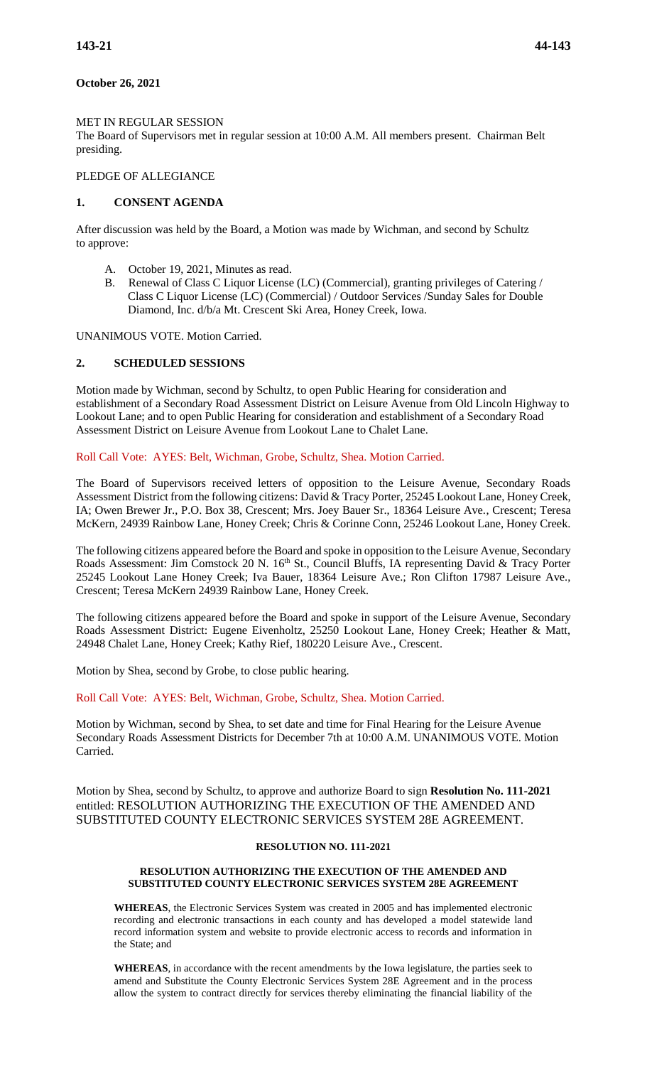**October 26, 2021**

MET IN REGULAR SESSION
The Board of Supervisors met in regular session at 10:00 A.M. All members present. Chairman Belt presiding.

PLEDGE OF ALLEGIANCE

## 1. CONSENT AGENDA

After discussion was held by the Board, a Motion was made by Wichman, and second by Schultz to approve:

A. October 19, 2021, Minutes as read.
B. Renewal of Class C Liquor License (LC) (Commercial), granting privileges of Catering / Class C Liquor License (LC) (Commercial) / Outdoor Services /Sunday Sales for Double Diamond, Inc. d/b/a Mt. Crescent Ski Area, Honey Creek, Iowa.

UNANIMOUS VOTE. Motion Carried.

## 2. SCHEDULED SESSIONS

Motion made by Wichman, second by Schultz, to open Public Hearing for consideration and establishment of a Secondary Road Assessment District on Leisure Avenue from Old Lincoln Highway to Lookout Lane; and to open Public Hearing for consideration and establishment of a Secondary Road Assessment District on Leisure Avenue from Lookout Lane to Chalet Lane.

Roll Call Vote: AYES: Belt, Wichman, Grobe, Schultz, Shea. Motion Carried.

The Board of Supervisors received letters of opposition to the Leisure Avenue, Secondary Roads Assessment District from the following citizens: David & Tracy Porter, 25245 Lookout Lane, Honey Creek, IA; Owen Brewer Jr., P.O. Box 38, Crescent; Mrs. Joey Bauer Sr., 18364 Leisure Ave., Crescent; Teresa McKern, 24939 Rainbow Lane, Honey Creek; Chris & Corinne Conn, 25246 Lookout Lane, Honey Creek.

The following citizens appeared before the Board and spoke in opposition to the Leisure Avenue, Secondary Roads Assessment: Jim Comstock 20 N. 16th St., Council Bluffs, IA representing David & Tracy Porter 25245 Lookout Lane Honey Creek; Iva Bauer, 18364 Leisure Ave.; Ron Clifton 17987 Leisure Ave., Crescent; Teresa McKern 24939 Rainbow Lane, Honey Creek.

The following citizens appeared before the Board and spoke in support of the Leisure Avenue, Secondary Roads Assessment District: Eugene Eivenholtz, 25250 Lookout Lane, Honey Creek; Heather & Matt, 24948 Chalet Lane, Honey Creek; Kathy Rief, 180220 Leisure Ave., Crescent.

Motion by Shea, second by Grobe, to close public hearing.

Roll Call Vote: AYES: Belt, Wichman, Grobe, Schultz, Shea. Motion Carried.

Motion by Wichman, second by Shea, to set date and time for Final Hearing for the Leisure Avenue Secondary Roads Assessment Districts for December 7th at 10:00 A.M. UNANIMOUS VOTE. Motion Carried.

Motion by Shea, second by Schultz, to approve and authorize Board to sign **Resolution No. 111-2021** entitled: RESOLUTION AUTHORIZING THE EXECUTION OF THE AMENDED AND SUBSTITUTED COUNTY ELECTRONIC SERVICES SYSTEM 28E AGREEMENT.

**RESOLUTION NO. 111-2021**

**RESOLUTION AUTHORIZING THE EXECUTION OF THE AMENDED AND SUBSTITUTED COUNTY ELECTRONIC SERVICES SYSTEM 28E AGREEMENT**

**WHEREAS**, the Electronic Services System was created in 2005 and has implemented electronic recording and electronic transactions in each county and has developed a model statewide land record information system and website to provide electronic access to records and information in the State; and

**WHEREAS**, in accordance with the recent amendments by the Iowa legislature, the parties seek to amend and Substitute the County Electronic Services System 28E Agreement and in the process allow the system to contract directly for services thereby eliminating the financial liability of the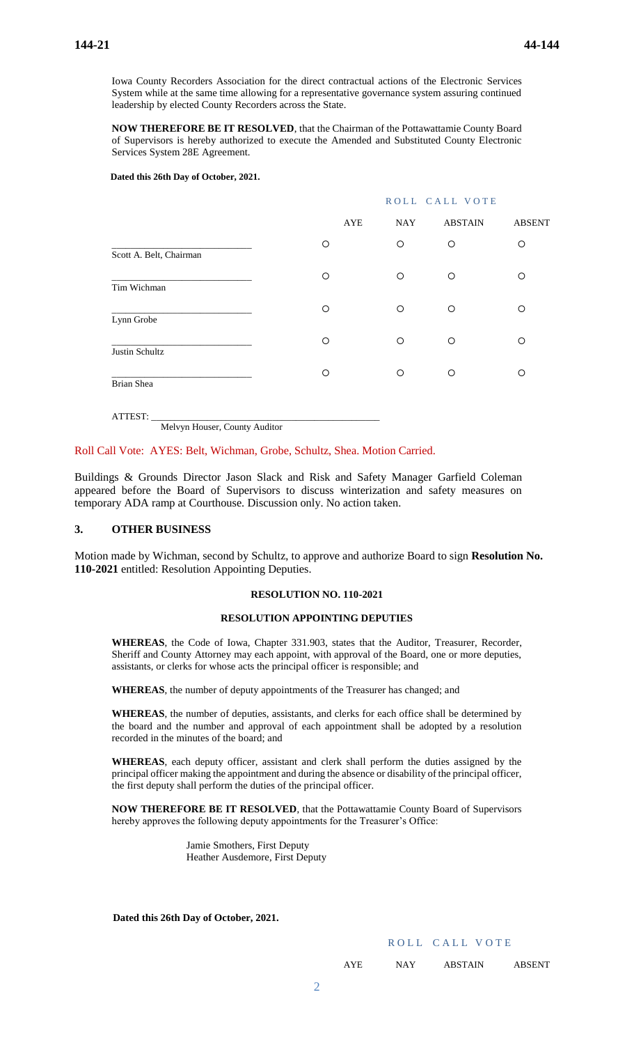Iowa County Recorders Association for the direct contractual actions of the Electronic Services System while at the same time allowing for a representative governance system assuring continued leadership by elected County Recorders across the State.

**NOW THEREFORE BE IT RESOLVED**, that the Chairman of the Pottawattamie County Board of Supervisors is hereby authorized to execute the Amended and Substituted County Electronic Services System 28E Agreement.

**Dated this 26th Day of October, 2021.**

ROLL CALL VOTE

| | AYE | NAY | ABSTAIN | ABSENT |
|---|---|---|---|---|
| ____________________ Scott A. Belt, Chairman | ○ | ○ | ○ | ○ |
| ____________________ Tim Wichman | ○ | ○ | ○ | ○ |
| ____________________ Lynn Grobe | ○ | ○ | ○ | ○ |
| ____________________ Justin Schultz | ○ | ○ | ○ | ○ |
| ____________________ Brian Shea | ○ | ○ | ○ | ○ |

ATTEST: ______________________________
Melvyn Houser, County Auditor

Roll Call Vote: AYES: Belt, Wichman, Grobe, Schultz, Shea. Motion Carried.

Buildings & Grounds Director Jason Slack and Risk and Safety Manager Garfield Coleman appeared before the Board of Supervisors to discuss winterization and safety measures on temporary ADA ramp at Courthouse. Discussion only. No action taken.

## 3. OTHER BUSINESS

Motion made by Wichman, second by Schultz, to approve and authorize Board to sign **Resolution No. 110-2021** entitled: Resolution Appointing Deputies.

**RESOLUTION NO. 110-2021**

**RESOLUTION APPOINTING DEPUTIES**

**WHEREAS**, the Code of Iowa, Chapter 331.903, states that the Auditor, Treasurer, Recorder, Sheriff and County Attorney may each appoint, with approval of the Board, one or more deputies, assistants, or clerks for whose acts the principal officer is responsible; and

**WHEREAS**, the number of deputy appointments of the Treasurer has changed; and

**WHEREAS**, the number of deputies, assistants, and clerks for each office shall be determined by the board and the number and approval of each appointment shall be adopted by a resolution recorded in the minutes of the board; and

**WHEREAS**, each deputy officer, assistant and clerk shall perform the duties assigned by the principal officer making the appointment and during the absence or disability of the principal officer, the first deputy shall perform the duties of the principal officer.

**NOW THEREFORE BE IT RESOLVED**, that the Pottawattamie County Board of Supervisors hereby approves the following deputy appointments for the Treasurer's Office:

Jamie Smothers, First Deputy
Heather Ausdemore, First Deputy

**Dated this 26th Day of October, 2021.**

ROLL CALL VOTE

| | AYE | NAY | ABSTAIN | ABSENT |
|---|---|---|---|---|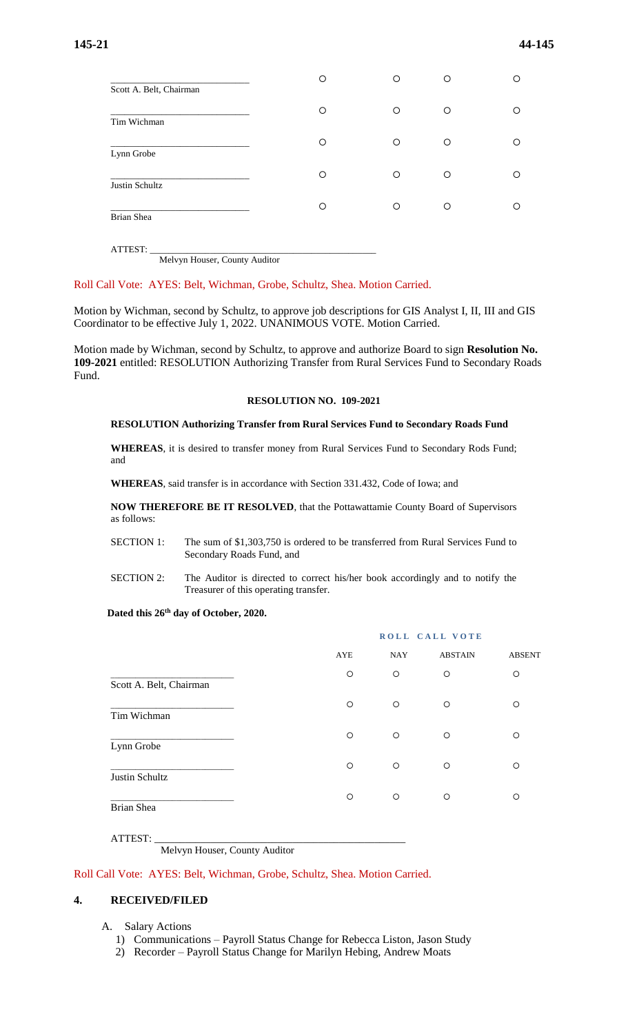| | | | | |
|---|---|---|---|---|
| Scott A. Belt, Chairman | ○ | ○ | ○ | ○ |
| Tim Wichman | ○ | ○ | ○ | ○ |
| Lynn Grobe | ○ | ○ | ○ | ○ |
| Justin Schultz | ○ | ○ | ○ | ○ |
| Brian Shea | ○ | ○ | ○ | ○ |

ATTEST: ______________________________
Melvyn Houser, County Auditor

Roll Call Vote: AYES: Belt, Wichman, Grobe, Schultz, Shea. Motion Carried.

Motion by Wichman, second by Schultz, to approve job descriptions for GIS Analyst I, II, III and GIS Coordinator to be effective July 1, 2022. UNANIMOUS VOTE. Motion Carried.

Motion made by Wichman, second by Schultz, to approve and authorize Board to sign **Resolution No. 109-2021** entitled: RESOLUTION Authorizing Transfer from Rural Services Fund to Secondary Roads Fund.

**RESOLUTION NO. 109-2021**

**RESOLUTION Authorizing Transfer from Rural Services Fund to Secondary Roads Fund**

**WHEREAS**, it is desired to transfer money from Rural Services Fund to Secondary Rods Fund; and

**WHEREAS**, said transfer is in accordance with Section 331.432, Code of Iowa; and

**NOW THEREFORE BE IT RESOLVED**, that the Pottawattamie County Board of Supervisors as follows:

SECTION 1: The sum of $1,303,750 is ordered to be transferred from Rural Services Fund to Secondary Roads Fund, and

SECTION 2: The Auditor is directed to correct his/her book accordingly and to notify the Treasurer of this operating transfer.

**Dated this 26th day of October, 2020.**

**ROLL CALL VOTE**

| | AYE | NAY | ABSTAIN | ABSENT |
|---|---|---|---|---|
| Scott A. Belt, Chairman | ○ | ○ | ○ | ○ |
| Tim Wichman | ○ | ○ | ○ | ○ |
| Lynn Grobe | ○ | ○ | ○ | ○ |
| Justin Schultz | ○ | ○ | ○ | ○ |
| Brian Shea | ○ | ○ | ○ | ○ |

ATTEST: ______________________________
Melvyn Houser, County Auditor

Roll Call Vote: AYES: Belt, Wichman, Grobe, Schultz, Shea. Motion Carried.

## 4. RECEIVED/FILED

A. Salary Actions
1) Communications – Payroll Status Change for Rebecca Liston, Jason Study
2) Recorder – Payroll Status Change for Marilyn Hebing, Andrew Moats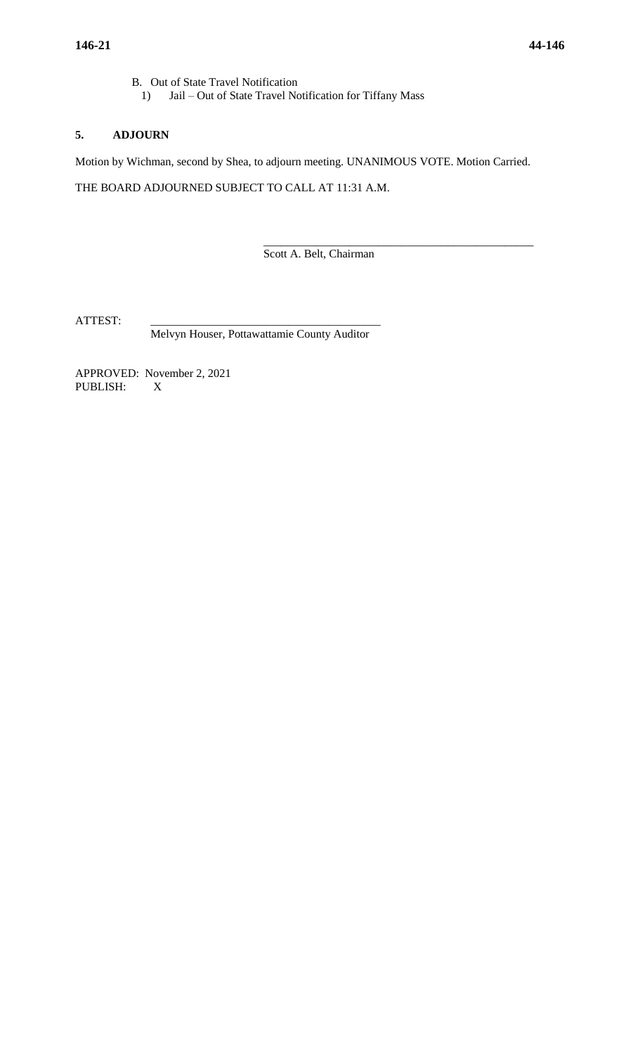B. Out of State Travel Notification
   1) Jail – Out of State Travel Notification for Tiffany Mass

**5. ADJOURN**

Motion by Wichman, second by Shea, to adjourn meeting. UNANIMOUS VOTE. Motion Carried.

THE BOARD ADJOURNED SUBJECT TO CALL AT 11:31 A.M.

_______________________________________________
Scott A. Belt, Chairman

ATTEST: _______________________________________
Melvyn Houser, Pottawattamie County Auditor

APPROVED: November 2, 2021
PUBLISH: X